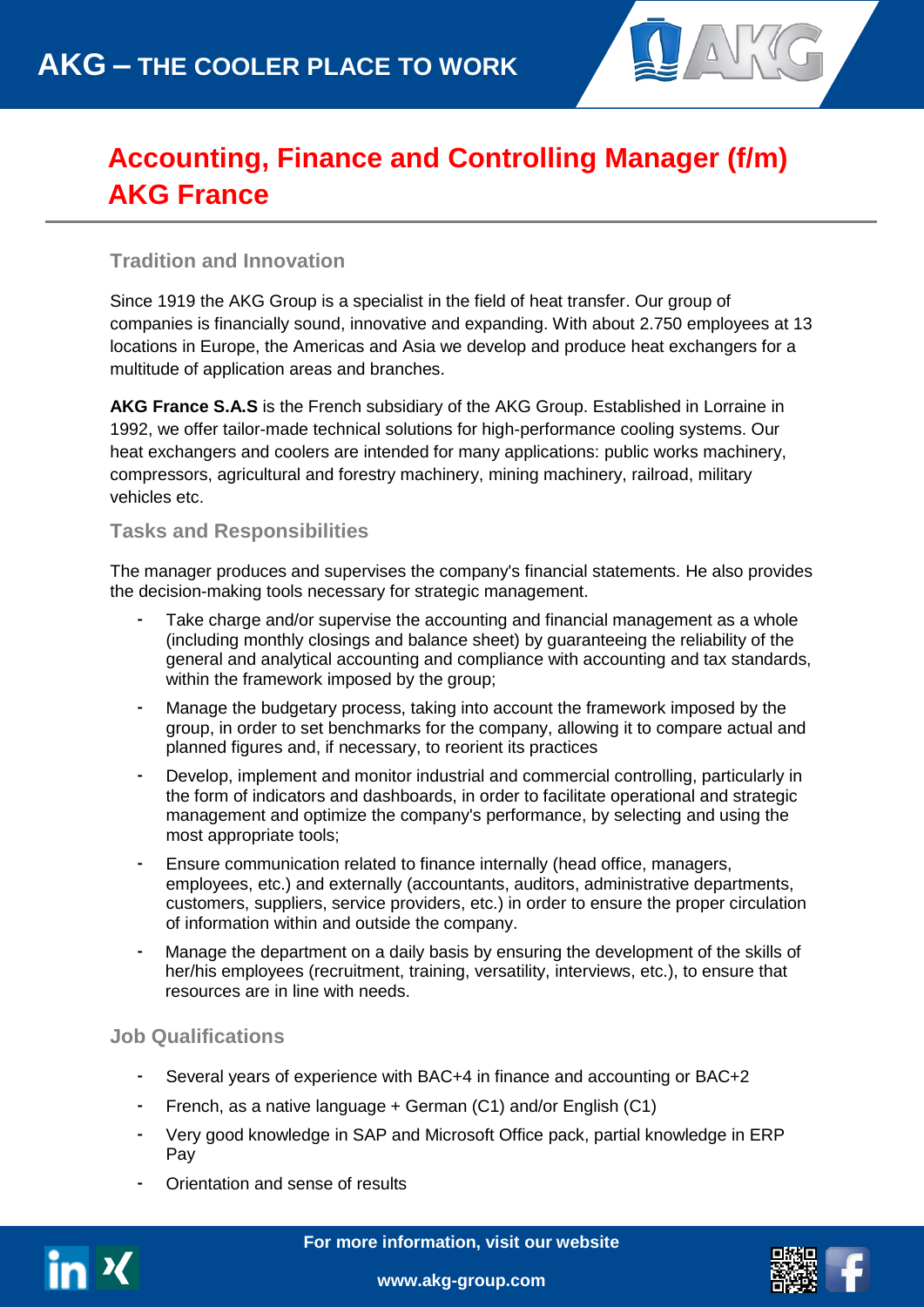# AKG – THE COOLER PLACE TO WORK

## Accounting, Finance and Controlling Manager (f/m) AKG France

### Tradition and Innovation

Since 1919 the AKG Group is a specialist in the field of heat transfer. Our group of companies is financially sound, innovative and expanding. With about 2.750 employees at 13 locations in Europe, the Americas and Asia we develop and produce heat exchangers for a multitude of application areas and branches.

**AKG France S.A.S** is the French subsidiary of the AKG Group. Established in Lorraine in 1992, we offer tailor-made technical solutions for high-performance cooling systems. Our heat exchangers and coolers are intended for many applications: public works machinery, compressors, agricultural and forestry machinery, mining machinery, railroad, military vehicles etc.

### Tasks and Responsibilities

The manager produces and supervises the company's financial statements. He also provides the decision-making tools necessary for strategic management.

- Take charge and/or supervise the accounting and financial management as a whole (including monthly closings and balance sheet) by guaranteeing the reliability of the general and analytical accounting and compliance with accounting and tax standards, within the framework imposed by the group;
- Manage the budgetary process, taking into account the framework imposed by the group, in order to set benchmarks for the company, allowing it to compare actual and planned figures and, if necessary, to reorient its practices
- Develop, implement and monitor industrial and commercial controlling, particularly in the form of indicators and dashboards, in order to facilitate operational and strategic management and optimize the company's performance, by selecting and using the most appropriate tools;
- Ensure communication related to finance internally (head office, managers, employees, etc.) and externally (accountants, auditors, administrative departments, customers, suppliers, service providers, etc.) in order to ensure the proper circulation of information within and outside the company.
- Manage the department on a daily basis by ensuring the development of the skills of her/his employees (recruitment, training, versatility, interviews, etc.), to ensure that resources are in line with needs.

### Job Qualifications

- Several years of experience with BAC+4 in finance and accounting or BAC+2
- French, as a native language + German (C1) and/or English (C1)
- Very good knowledge in SAP and Microsoft Office pack, partial knowledge in ERP Pay
- Orientation and sense of results

For more information, visit our website

www.akg-group.com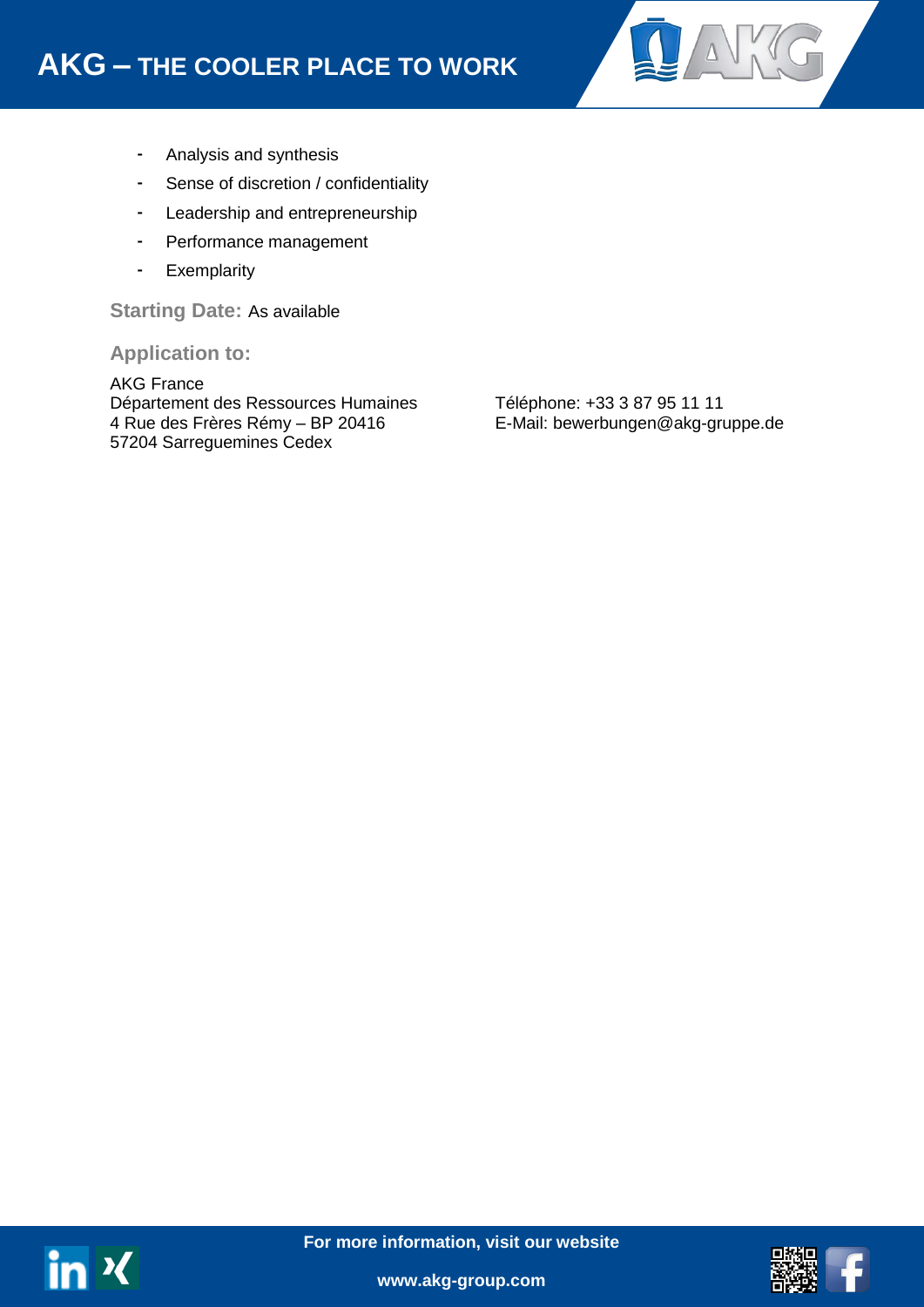- Analysis and synthesis
- Sense of discretion / confidentiality
- Leadership and entrepreneurship
- Performance management
- Exemplarity

**Starting Date:** As available

**Application to:**

AKG France
Département des Ressources Humaines
4 Rue des Frères Rémy – BP 20416
57204 Sarreguemines Cedex

Téléphone: +33 3 87 95 11 11
E-Mail: bewerbungen@akg-gruppe.de

**For more information, visit our website**

**www.akg-group.com**